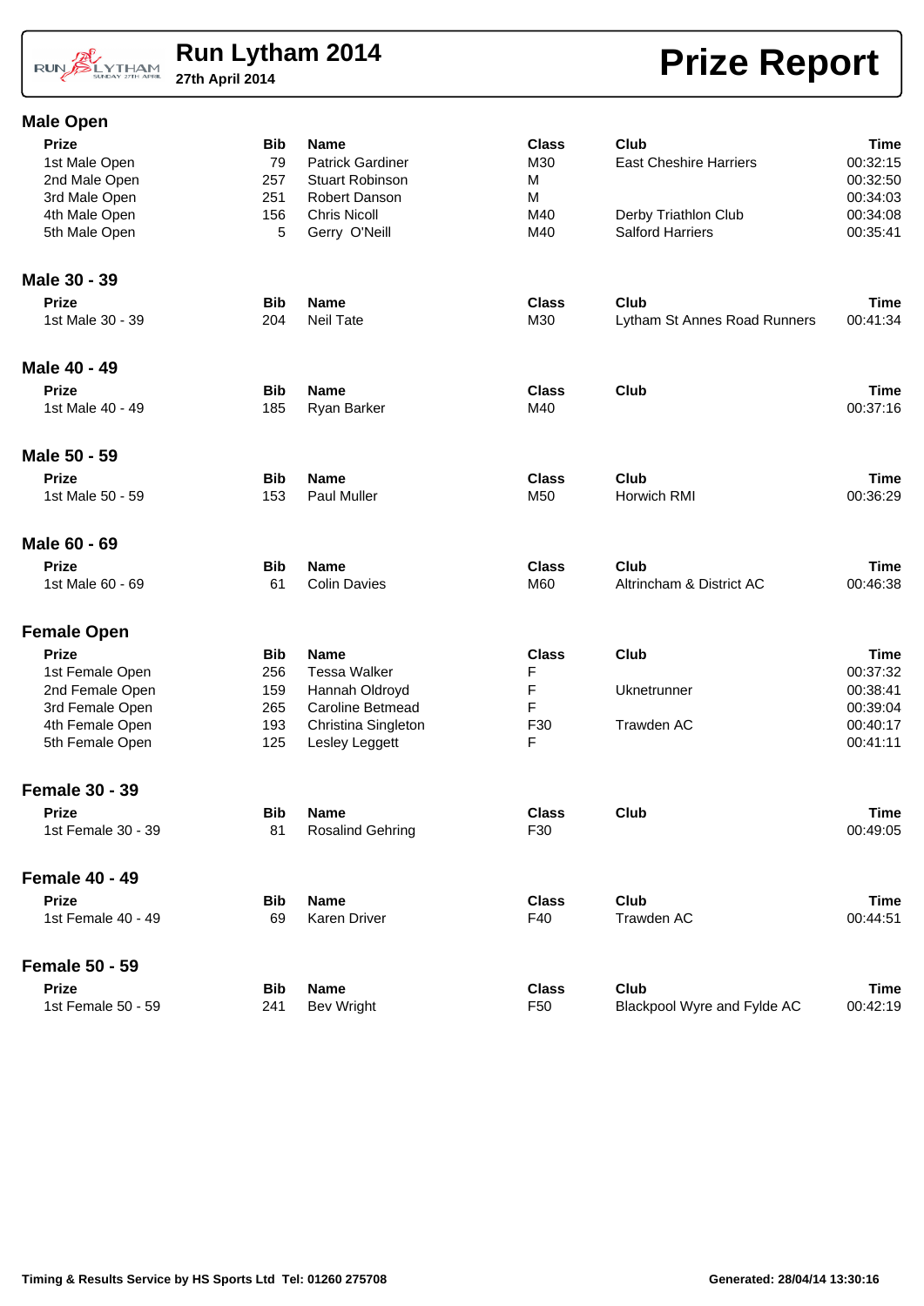# Run Lytham 2014

**27th April 2014**

# Prize Report

## Male Open

| Prize | Bib | Name | Class | Club | Time |
|---|---|---|---|---|---|
| 1st Male Open | 79 | Patrick Gardiner | M30 | East Cheshire Harriers | 00:32:15 |
| 2nd Male Open | 257 | Stuart Robinson | M | | 00:32:50 |
| 3rd Male Open | 251 | Robert Danson | M | | 00:34:03 |
| 4th Male Open | 156 | Chris Nicoll | M40 | Derby Triathlon Club | 00:34:08 |
| 5th Male Open | 5 | Gerry O'Neill | M40 | Salford Harriers | 00:35:41 |

## Male 30 - 39

| Prize | Bib | Name | Class | Club | Time |
|---|---|---|---|---|---|
| 1st Male 30 - 39 | 204 | Neil Tate | M30 | Lytham St Annes Road Runners | 00:41:34 |

## Male 40 - 49

| Prize | Bib | Name | Class | Club | Time |
|---|---|---|---|---|---|
| 1st Male 40 - 49 | 185 | Ryan Barker | M40 | | 00:37:16 |

## Male 50 - 59

| Prize | Bib | Name | Class | Club | Time |
|---|---|---|---|---|---|
| 1st Male 50 - 59 | 153 | Paul Muller | M50 | Horwich RMI | 00:36:29 |

## Male 60 - 69

| Prize | Bib | Name | Class | Club | Time |
|---|---|---|---|---|---|
| 1st Male 60 - 69 | 61 | Colin Davies | M60 | Altrincham & District AC | 00:46:38 |

## Female Open

| Prize | Bib | Name | Class | Club | Time |
|---|---|---|---|---|---|
| 1st Female Open | 256 | Tessa Walker | F | | 00:37:32 |
| 2nd Female Open | 159 | Hannah Oldroyd | F | Uknetrunner | 00:38:41 |
| 3rd Female Open | 265 | Caroline Betmead | F | | 00:39:04 |
| 4th Female Open | 193 | Christina Singleton | F30 | Trawden AC | 00:40:17 |
| 5th Female Open | 125 | Lesley Leggett | F | | 00:41:11 |

## Female 30 - 39

| Prize | Bib | Name | Class | Club | Time |
|---|---|---|---|---|---|
| 1st Female 30 - 39 | 81 | Rosalind Gehring | F30 | | 00:49:05 |

## Female 40 - 49

| Prize | Bib | Name | Class | Club | Time |
|---|---|---|---|---|---|
| 1st Female 40 - 49 | 69 | Karen Driver | F40 | Trawden AC | 00:44:51 |

## Female 50 - 59

| Prize | Bib | Name | Class | Club | Time |
|---|---|---|---|---|---|
| 1st Female 50 - 59 | 241 | Bev Wright | F50 | Blackpool Wyre and Fylde AC | 00:42:19 |

**Timing & Results Service by HS Sports Ltd Tel: 01260 275708** **Generated: 28/04/14 13:30:16**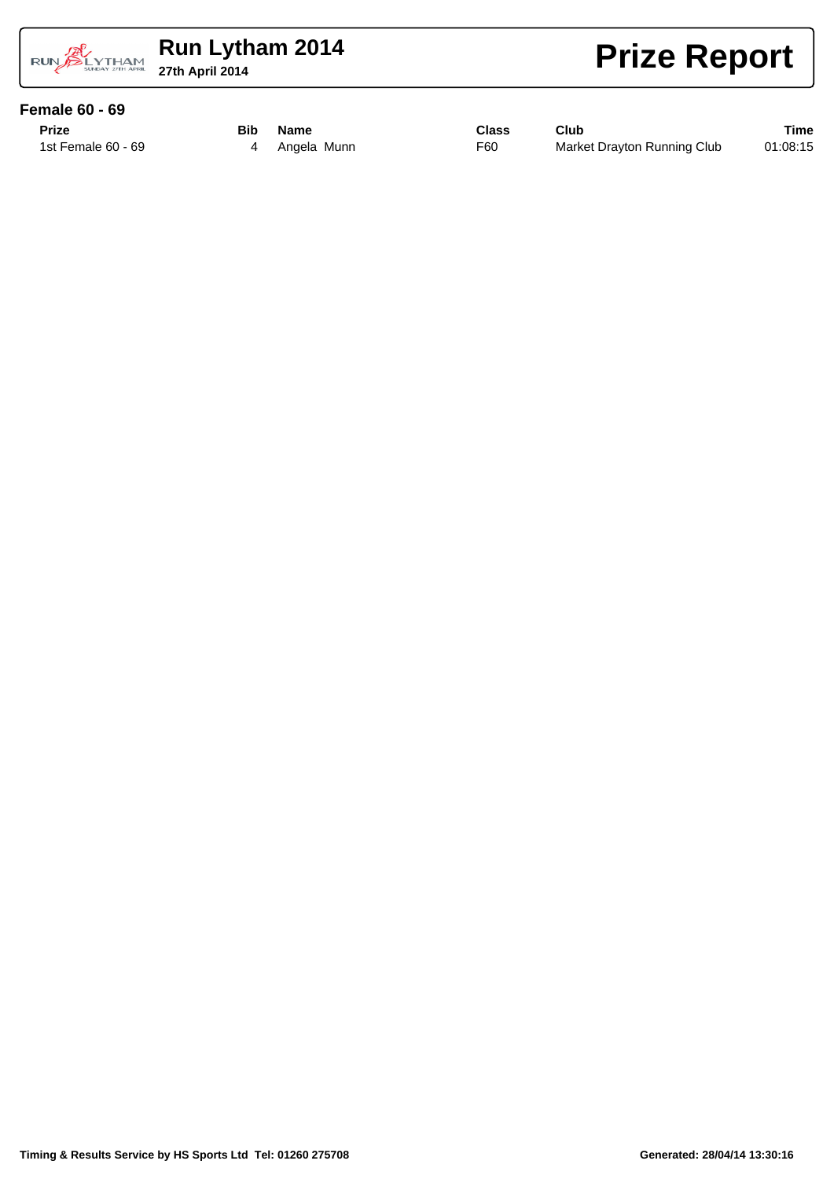## Female 60 - 69

| Prize | Bib | Name | Class | Club | Time |
|---|---|---|---|---|---|
| 1st Female 60 - 69 | 4 | Angela Munn | F60 | Market Drayton Running Club | 01:08:15 |